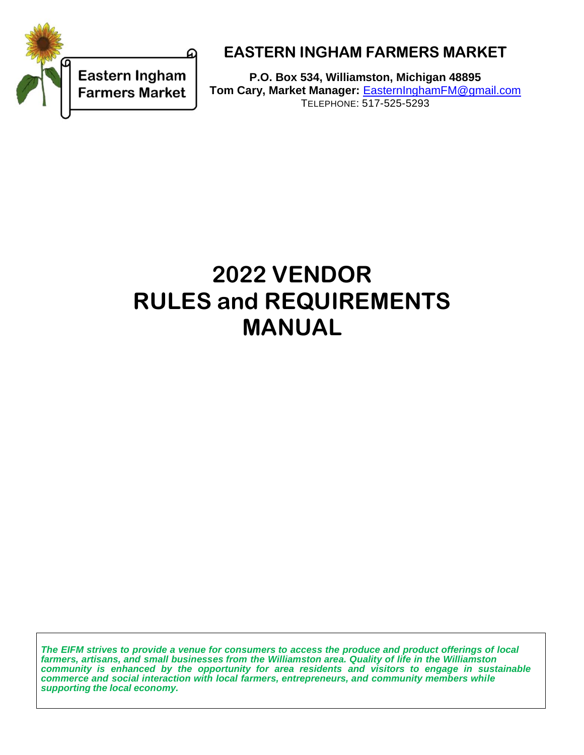Eastern Ingham Farmers Market

# EASTERN INGHAM FARMERS MARKET

**P.O. Box 534, Williamston, Michigan 48895**
**Tom Cary, Market Manager:** EasternInghamFM@gmail.com
TELEPHONE: 517-525-5293

# 2022 VENDOR RULES and REQUIREMENTS MANUAL

***The EIFM strives to provide a venue for consumers to access the produce and product offerings of local farmers, artisans, and small businesses from the Williamston area. Quality of life in the Williamston community is enhanced by the opportunity for area residents and visitors to engage in sustainable commerce and social interaction with local farmers, entrepreneurs, and community members while supporting the local economy.***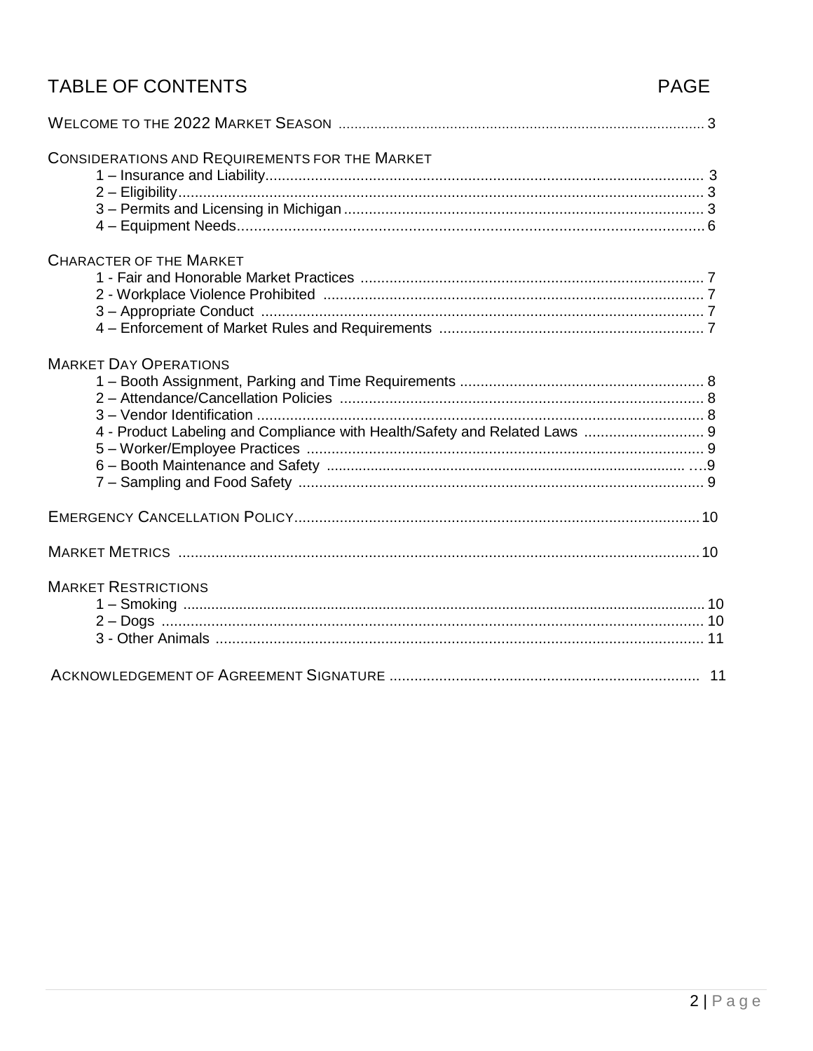# TABLE OF CONTENTS

| | PAGE |
|---|---|
| WELCOME TO THE 2022 MARKET SEASON | 3 |
| CONSIDERATIONS AND REQUIREMENTS FOR THE MARKET | |
| 1 – Insurance and Liability | 3 |
| 2 – Eligibility | 3 |
| 3 – Permits and Licensing in Michigan | 3 |
| 4 – Equipment Needs | 6 |
| CHARACTER OF THE MARKET | |
| 1 - Fair and Honorable Market Practices | 7 |
| 2 - Workplace Violence Prohibited | 7 |
| 3 – Appropriate Conduct | 7 |
| 4 – Enforcement of Market Rules and Requirements | 7 |
| MARKET DAY OPERATIONS | |
| 1 – Booth Assignment, Parking and Time Requirements | 8 |
| 2 – Attendance/Cancellation Policies | 8 |
| 3 – Vendor Identification | 8 |
| 4 - Product Labeling and Compliance with Health/Safety and Related Laws | 9 |
| 5 – Worker/Employee Practices | 9 |
| 6 – Booth Maintenance and Safety | 9 |
| 7 – Sampling and Food Safety | 9 |
| EMERGENCY CANCELLATION POLICY | 10 |
| MARKET METRICS | 10 |
| MARKET RESTRICTIONS | |
| 1 – Smoking | 10 |
| 2 – Dogs | 10 |
| 3 - Other Animals | 11 |
| ACKNOWLEDGEMENT OF AGREEMENT SIGNATURE | 11 |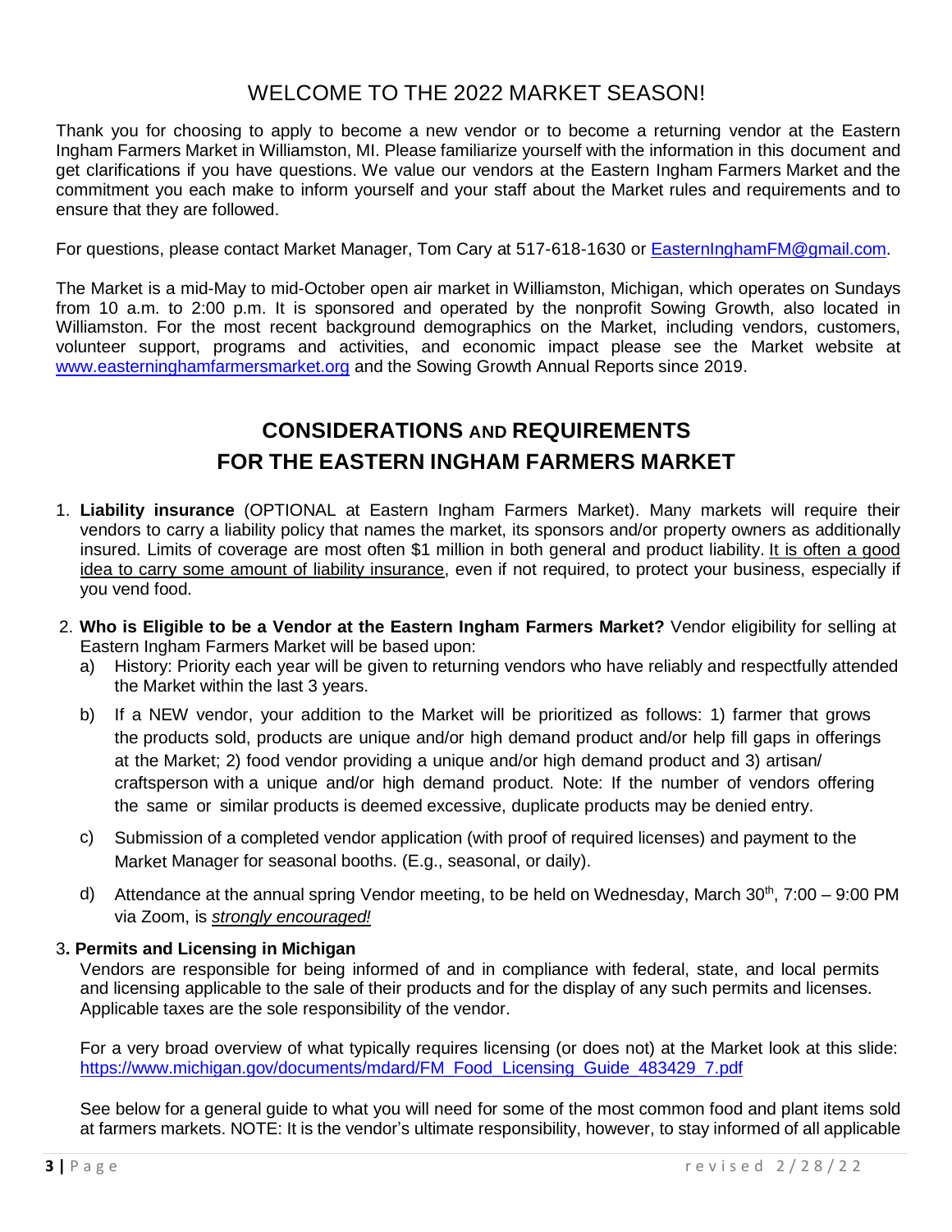# WELCOME TO THE 2022 MARKET SEASON!

Thank you for choosing to apply to become a new vendor or to become a returning vendor at the Eastern Ingham Farmers Market in Williamston, MI. Please familiarize yourself with the information in this document and get clarifications if you have questions. We value our vendors at the Eastern Ingham Farmers Market and the commitment you each make to inform yourself and your staff about the Market rules and requirements and to ensure that they are followed.

For questions, please contact Market Manager, Tom Cary at 517-618-1630 or [EasternInghamFM@gmail.com](mailto:EasternInghamFM@gmail.com).

The Market is a mid-May to mid-October open air market in Williamston, Michigan, which operates on Sundays from 10 a.m. to 2:00 p.m. It is sponsored and operated by the nonprofit Sowing Growth, also located in Williamston. For the most recent background demographics on the Market, including vendors, customers, volunteer support, programs and activities, and economic impact please see the Market website at [www.easterninghamfarmersmarket.org](http://www.easterninghamfarmersmarket.org) and the Sowing Growth Annual Reports since 2019.

## CONSIDERATIONS AND REQUIREMENTS FOR THE EASTERN INGHAM FARMERS MARKET

1. **Liability insurance** (OPTIONAL at Eastern Ingham Farmers Market). Many markets will require their vendors to carry a liability policy that names the market, its sponsors and/or property owners as additionally insured. Limits of coverage are most often $1 million in both general and product liability. It is often a good idea to carry some amount of liability insurance, even if not required, to protect your business, especially if you vend food.

2. **Who is Eligible to be a Vendor at the Eastern Ingham Farmers Market?** Vendor eligibility for selling at Eastern Ingham Farmers Market will be based upon:
   a) History: Priority each year will be given to returning vendors who have reliably and respectfully attended the Market within the last 3 years.
   b) If a NEW vendor, your addition to the Market will be prioritized as follows: 1) farmer that grows the products sold, products are unique and/or high demand product and/or help fill gaps in offerings at the Market; 2) food vendor providing a unique and/or high demand product and 3) artisan/ craftsperson with a unique and/or high demand product. Note: If the number of vendors offering the same or similar products is deemed excessive, duplicate products may be denied entry.
   c) Submission of a completed vendor application (with proof of required licenses) and payment to the Market Manager for seasonal booths. (E.g., seasonal, or daily).
   d) Attendance at the annual spring Vendor meeting, to be held on Wednesday, March 30th, 7:00 – 9:00 PM via Zoom, is ***strongly encouraged!***

3. **Permits and Licensing in Michigan**

   Vendors are responsible for being informed of and in compliance with federal, state, and local permits and licensing applicable to the sale of their products and for the display of any such permits and licenses. Applicable taxes are the sole responsibility of the vendor.

   For a very broad overview of what typically requires licensing (or does not) at the Market look at this slide: [https://www.michigan.gov/documents/mdard/FM_Food_Licensing_Guide_483429_7.pdf](https://www.michigan.gov/documents/mdard/FM_Food_Licensing_Guide_483429_7.pdf)

   See below for a general guide to what you will need for some of the most common food and plant items sold at farmers markets. NOTE: It is the vendor's ultimate responsibility, however, to stay informed of all applicable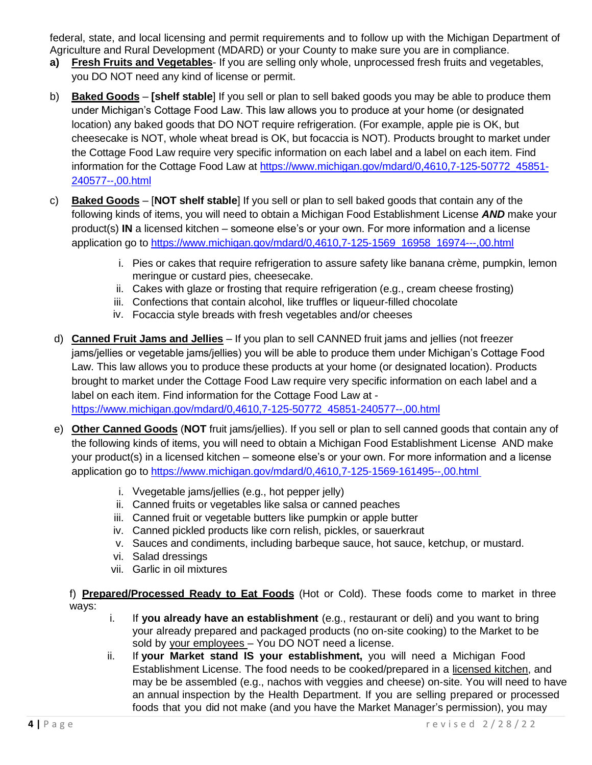federal, state, and local licensing and permit requirements and to follow up with the Michigan Department of Agriculture and Rural Development (MDARD) or your County to make sure you are in compliance.

**a)** **Fresh Fruits and Vegetables**- If you are selling only whole, unprocessed fresh fruits and vegetables, you DO NOT need any kind of license or permit.

b) **Baked Goods** – **[shelf stable**] If you sell or plan to sell baked goods you may be able to produce them under Michigan's Cottage Food Law. This law allows you to produce at your home (or designated location) any baked goods that DO NOT require refrigeration. (For example, apple pie is OK, but cheesecake is NOT, whole wheat bread is OK, but focaccia is NOT). Products brought to market under the Cottage Food Law require very specific information on each label and a label on each item. Find information for the Cottage Food Law at https://www.michigan.gov/mdard/0,4610,7-125-50772_45851-240577--,00.html

c) **Baked Goods** – [**NOT shelf stable**] If you sell or plan to sell baked goods that contain any of the following kinds of items, you will need to obtain a Michigan Food Establishment License ***AND*** make your product(s) **IN** a licensed kitchen – someone else's or your own. For more information and a license application go to https://www.michigan.gov/mdard/0,4610,7-125-1569_16958_16974---,00.html

   i. Pies or cakes that require refrigeration to assure safety like banana crème, pumpkin, lemon meringue or custard pies, cheesecake.
   ii. Cakes with glaze or frosting that require refrigeration (e.g., cream cheese frosting)
   iii. Confections that contain alcohol, like truffles or liqueur-filled chocolate
   iv. Focaccia style breads with fresh vegetables and/or cheeses

d) **Canned Fruit Jams and Jellies** – If you plan to sell CANNED fruit jams and jellies (not freezer jams/jellies or vegetable jams/jellies) you will be able to produce them under Michigan's Cottage Food Law. This law allows you to produce these products at your home (or designated location). Products brought to market under the Cottage Food Law require very specific information on each label and a label on each item. Find information for the Cottage Food Law at - https://www.michigan.gov/mdard/0,4610,7-125-50772_45851-240577--,00.html

e) **Other Canned Goods** (**NOT** fruit jams/jellies). If you sell or plan to sell canned goods that contain any of the following kinds of items, you will need to obtain a Michigan Food Establishment License AND make your product(s) in a licensed kitchen – someone else's or your own. For more information and a license application go to https://www.michigan.gov/mdard/0,4610,7-125-1569-161495--,00.html

   i. Vvegetable jams/jellies (e.g., hot pepper jelly)
   ii. Canned fruits or vegetables like salsa or canned peaches
   iii. Canned fruit or vegetable butters like pumpkin or apple butter
   iv. Canned pickled products like corn relish, pickles, or sauerkraut
   v. Sauces and condiments, including barbeque sauce, hot sauce, ketchup, or mustard.
   vi. Salad dressings
   vii. Garlic in oil mixtures

f) **Prepared/Processed Ready to Eat Foods** (Hot or Cold). These foods come to market in three ways:

   i. If **you already have an establishment** (e.g., restaurant or deli) and you want to bring your already prepared and packaged products (no on-site cooking) to the Market to be sold by your employees – You DO NOT need a license.
   ii. If **your Market stand IS your establishment,** you will need a Michigan Food Establishment License. The food needs to be cooked/prepared in a licensed kitchen, and may be be assembled (e.g., nachos with veggies and cheese) on-site. You will need to have an annual inspection by the Health Department. If you are selling prepared or processed foods that you did not make (and you have the Market Manager's permission), you may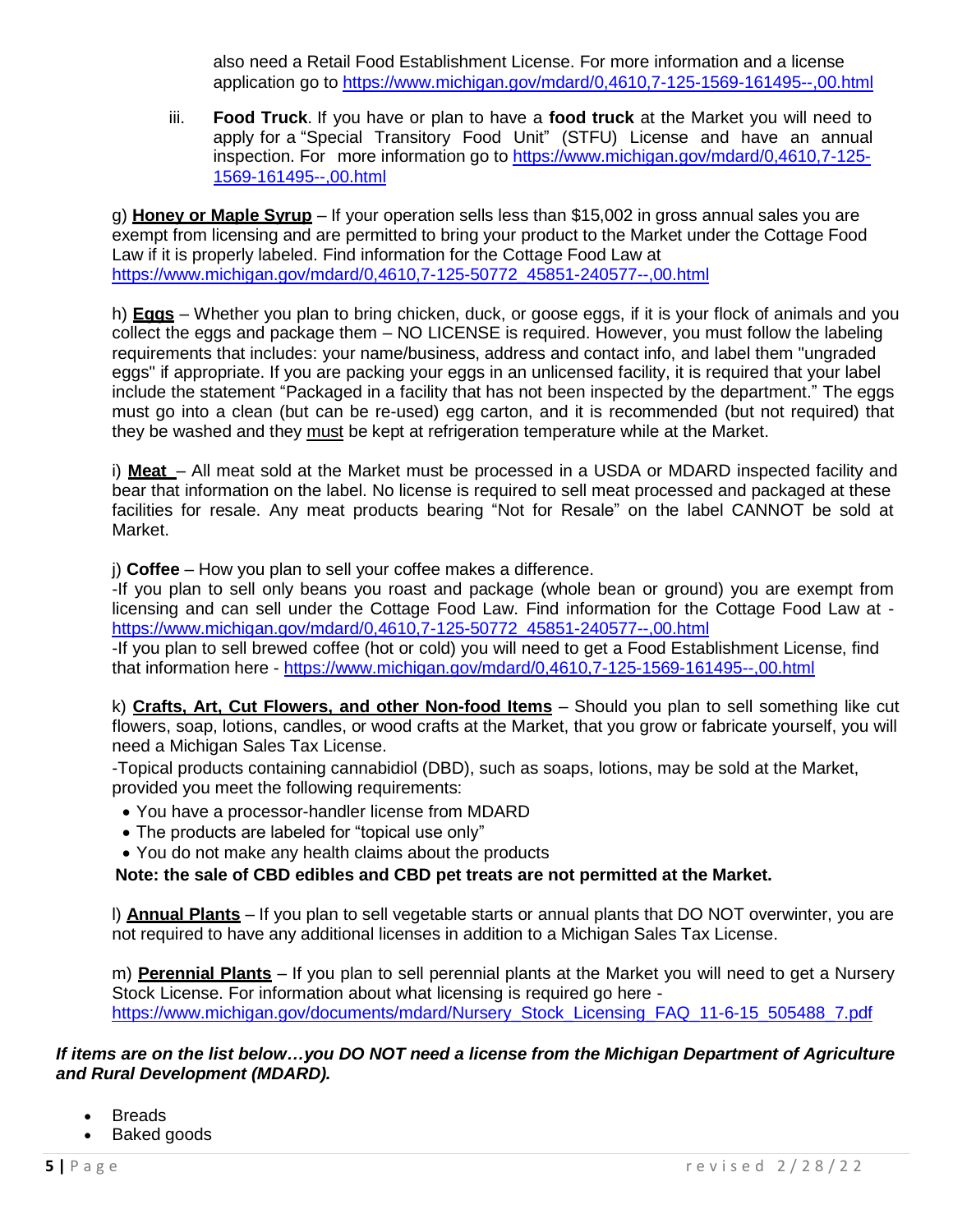also need a Retail Food Establishment License. For more information and a license application go to https://www.michigan.gov/mdard/0,4610,7-125-1569-161495--,00.html

iii. **Food Truck**. If you have or plan to have a **food truck** at the Market you will need to apply for a "Special Transitory Food Unit" (STFU) License and have an annual inspection. For more information go to https://www.michigan.gov/mdard/0,4610,7-125-1569-161495--,00.html

g) **Honey or Maple Syrup** – If your operation sells less than $15,002 in gross annual sales you are exempt from licensing and are permitted to bring your product to the Market under the Cottage Food Law if it is properly labeled. Find information for the Cottage Food Law at https://www.michigan.gov/mdard/0,4610,7-125-50772_45851-240577--,00.html

h) **Eggs** – Whether you plan to bring chicken, duck, or goose eggs, if it is your flock of animals and you collect the eggs and package them – NO LICENSE is required. However, you must follow the labeling requirements that includes: your name/business, address and contact info, and label them "ungraded eggs" if appropriate. If you are packing your eggs in an unlicensed facility, it is required that your label include the statement "Packaged in a facility that has not been inspected by the department." The eggs must go into a clean (but can be re-used) egg carton, and it is recommended (but not required) that they be washed and they must be kept at refrigeration temperature while at the Market.

i) **Meat** – All meat sold at the Market must be processed in a USDA or MDARD inspected facility and bear that information on the label. No license is required to sell meat processed and packaged at these facilities for resale. Any meat products bearing "Not for Resale" on the label CANNOT be sold at Market.

j) **Coffee** – How you plan to sell your coffee makes a difference.
-If you plan to sell only beans you roast and package (whole bean or ground) you are exempt from licensing and can sell under the Cottage Food Law. Find information for the Cottage Food Law at - https://www.michigan.gov/mdard/0,4610,7-125-50772_45851-240577--,00.html
-If you plan to sell brewed coffee (hot or cold) you will need to get a Food Establishment License, find that information here - https://www.michigan.gov/mdard/0,4610,7-125-1569-161495--,00.html

k) **Crafts, Art, Cut Flowers, and other Non-food Items** – Should you plan to sell something like cut flowers, soap, lotions, candles, or wood crafts at the Market, that you grow or fabricate yourself, you will need a Michigan Sales Tax License.
-Topical products containing cannabidiol (DBD), such as soaps, lotions, may be sold at the Market, provided you meet the following requirements:

- You have a processor-handler license from MDARD
- The products are labeled for "topical use only"
- You do not make any health claims about the products

**Note: the sale of CBD edibles and CBD pet treats are not permitted at the Market.**

l) **Annual Plants** – If you plan to sell vegetable starts or annual plants that DO NOT overwinter, you are not required to have any additional licenses in addition to a Michigan Sales Tax License.

m) **Perennial Plants** – If you plan to sell perennial plants at the Market you will need to get a Nursery Stock License. For information about what licensing is required go here - https://www.michigan.gov/documents/mdard/Nursery_Stock_Licensing_FAQ_11-6-15_505488_7.pdf

***If items are on the list below…you DO NOT need a license from the Michigan Department of Agriculture and Rural Development (MDARD).***

- Breads
- Baked goods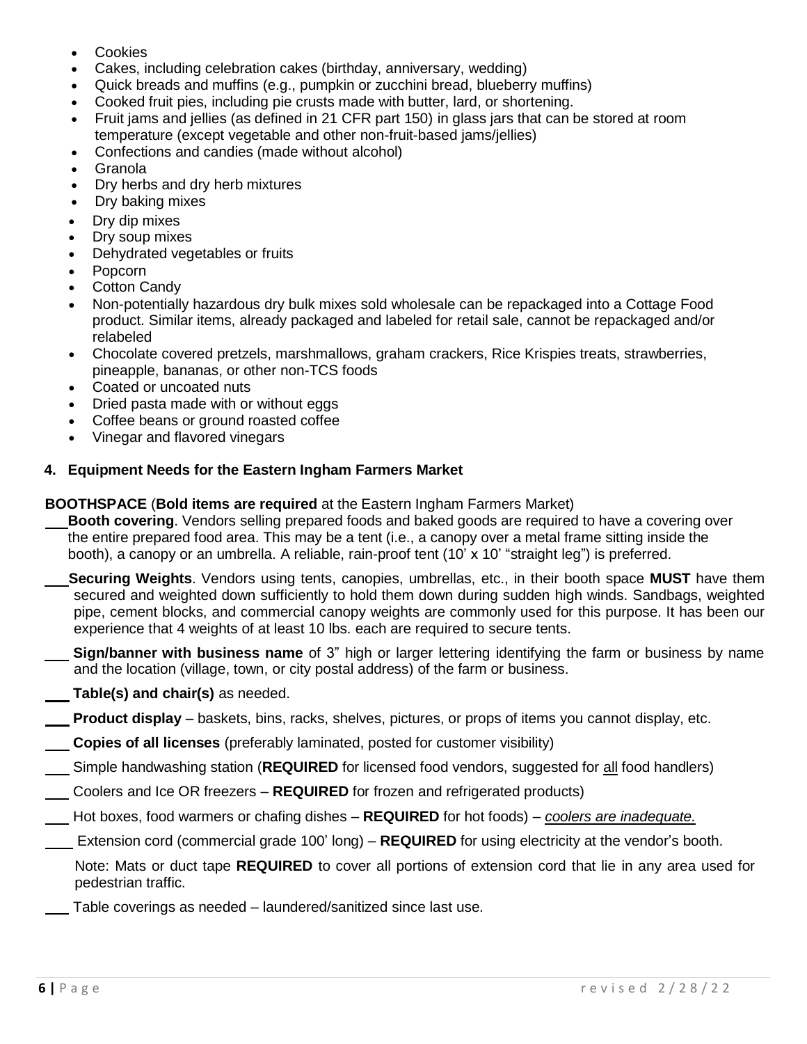- Cookies
- Cakes, including celebration cakes (birthday, anniversary, wedding)
- Quick breads and muffins (e.g., pumpkin or zucchini bread, blueberry muffins)
- Cooked fruit pies, including pie crusts made with butter, lard, or shortening.
- Fruit jams and jellies (as defined in 21 CFR part 150) in glass jars that can be stored at room temperature (except vegetable and other non-fruit-based jams/jellies)
- Confections and candies (made without alcohol)
- Granola
- Dry herbs and dry herb mixtures
- Dry baking mixes
- Dry dip mixes
- Dry soup mixes
- Dehydrated vegetables or fruits
- Popcorn
- Cotton Candy
- Non-potentially hazardous dry bulk mixes sold wholesale can be repackaged into a Cottage Food product. Similar items, already packaged and labeled for retail sale, cannot be repackaged and/or relabeled
- Chocolate covered pretzels, marshmallows, graham crackers, Rice Krispies treats, strawberries, pineapple, bananas, or other non-TCS foods
- Coated or uncoated nuts
- Dried pasta made with or without eggs
- Coffee beans or ground roasted coffee
- Vinegar and flavored vinegars

**4. Equipment Needs for the Eastern Ingham Farmers Market**

**BOOTHSPACE** (**Bold items are required** at the Eastern Ingham Farmers Market)

___ **Booth covering**. Vendors selling prepared foods and baked goods are required to have a covering over the entire prepared food area. This may be a tent (i.e., a canopy over a metal frame sitting inside the booth), a canopy or an umbrella. A reliable, rain-proof tent (10' x 10' "straight leg") is preferred.

___ **Securing Weights**. Vendors using tents, canopies, umbrellas, etc., in their booth space **MUST** have them secured and weighted down sufficiently to hold them down during sudden high winds. Sandbags, weighted pipe, cement blocks, and commercial canopy weights are commonly used for this purpose. It has been our experience that 4 weights of at least 10 lbs. each are required to secure tents.

___ **Sign/banner with business name** of 3" high or larger lettering identifying the farm or business by name and the location (village, town, or city postal address) of the farm or business.

___ **Table(s) and chair(s)** as needed.

___ **Product display** – baskets, bins, racks, shelves, pictures, or props of items you cannot display, etc.

___ **Copies of all licenses** (preferably laminated, posted for customer visibility)

___ Simple handwashing station (**REQUIRED** for licensed food vendors, suggested for all food handlers)

___ Coolers and Ice OR freezers – **REQUIRED** for frozen and refrigerated products)

___ Hot boxes, food warmers or chafing dishes – **REQUIRED** for hot foods) – *coolers are inadequate.*

___ Extension cord (commercial grade 100' long) – **REQUIRED** for using electricity at the vendor's booth.

Note: Mats or duct tape **REQUIRED** to cover all portions of extension cord that lie in any area used for pedestrian traffic.

___ Table coverings as needed – laundered/sanitized since last use.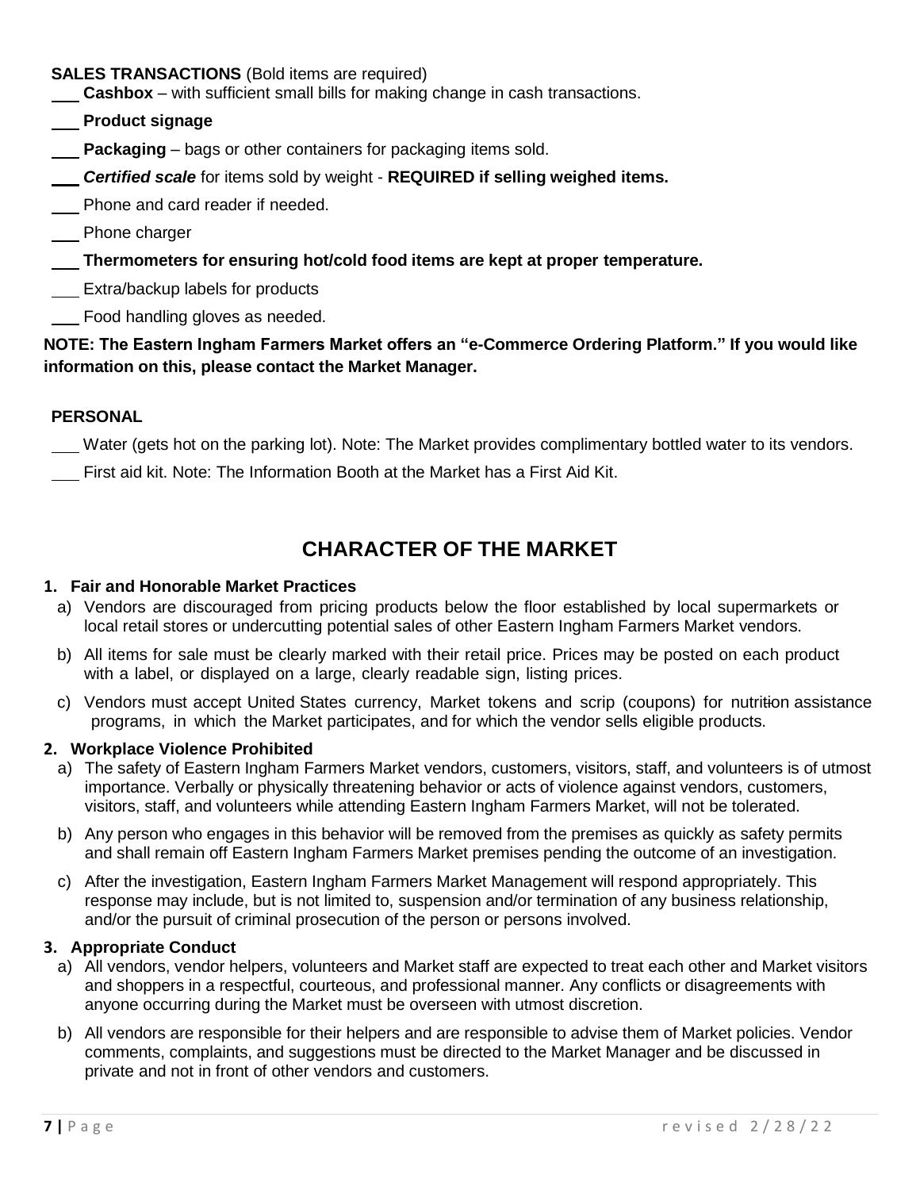**SALES TRANSACTIONS** (Bold items are required)

___ **Cashbox** – with sufficient small bills for making change in cash transactions.

___ **Product signage**

___ **Packaging** – bags or other containers for packaging items sold.

___ ***Certified scale*** for items sold by weight - **REQUIRED if selling weighed items.**

___ Phone and card reader if needed.

___ Phone charger

___ **Thermometers for ensuring hot/cold food items are kept at proper temperature.**

___ Extra/backup labels for products

___ Food handling gloves as needed.

**NOTE: The Eastern Ingham Farmers Market offers an "e-Commerce Ordering Platform." If you would like information on this, please contact the Market Manager.**

**PERSONAL**

___ Water (gets hot on the parking lot). Note: The Market provides complimentary bottled water to its vendors.

___ First aid kit. Note: The Information Booth at the Market has a First Aid Kit.

## CHARACTER OF THE MARKET

**1. Fair and Honorable Market Practices**

a) Vendors are discouraged from pricing products below the floor established by local supermarkets or local retail stores or undercutting potential sales of other Eastern Ingham Farmers Market vendors.

b) All items for sale must be clearly marked with their retail price. Prices may be posted on each product with a label, or displayed on a large, clearly readable sign, listing prices.

c) Vendors must accept United States currency, Market tokens and scrip (coupons) for nutrition assistance programs, in which the Market participates, and for which the vendor sells eligible products.

**2. Workplace Violence Prohibited**

a) The safety of Eastern Ingham Farmers Market vendors, customers, visitors, staff, and volunteers is of utmost importance. Verbally or physically threatening behavior or acts of violence against vendors, customers, visitors, staff, and volunteers while attending Eastern Ingham Farmers Market, will not be tolerated.

b) Any person who engages in this behavior will be removed from the premises as quickly as safety permits and shall remain off Eastern Ingham Farmers Market premises pending the outcome of an investigation.

c) After the investigation, Eastern Ingham Farmers Market Management will respond appropriately. This response may include, but is not limited to, suspension and/or termination of any business relationship, and/or the pursuit of criminal prosecution of the person or persons involved.

**3. Appropriate Conduct**

a) All vendors, vendor helpers, volunteers and Market staff are expected to treat each other and Market visitors and shoppers in a respectful, courteous, and professional manner. Any conflicts or disagreements with anyone occurring during the Market must be overseen with utmost discretion.

b) All vendors are responsible for their helpers and are responsible to advise them of Market policies. Vendor comments, complaints, and suggestions must be directed to the Market Manager and be discussed in private and not in front of other vendors and customers.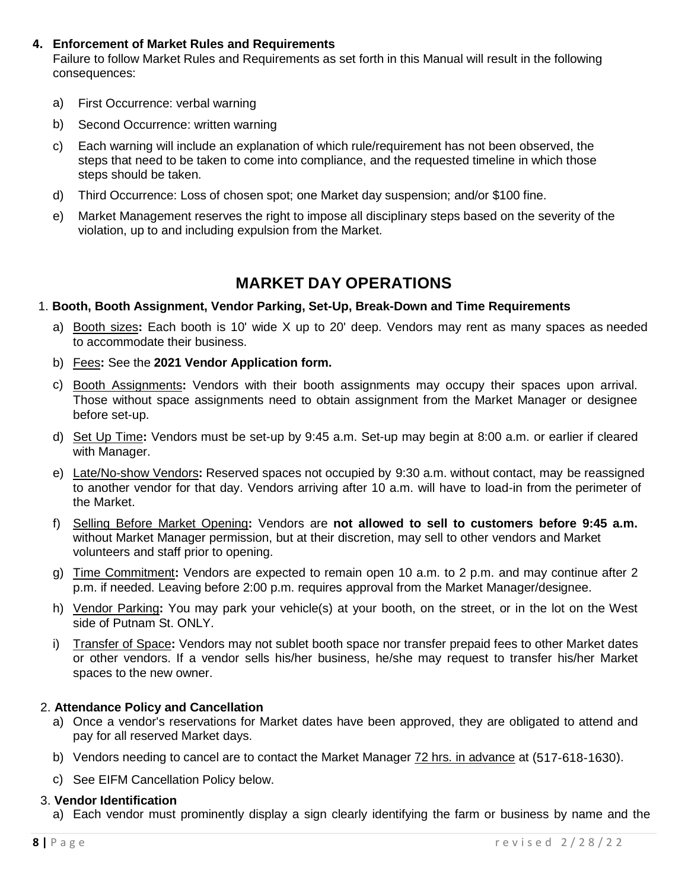4. **Enforcement of Market Rules and Requirements**
   Failure to follow Market Rules and Requirements as set forth in this Manual will result in the following consequences:

   a) First Occurrence: verbal warning
   b) Second Occurrence: written warning
   c) Each warning will include an explanation of which rule/requirement has not been observed, the steps that need to be taken to come into compliance, and the requested timeline in which those steps should be taken.
   d) Third Occurrence: Loss of chosen spot; one Market day suspension; and/or $100 fine.
   e) Market Management reserves the right to impose all disciplinary steps based on the severity of the violation, up to and including expulsion from the Market.

## MARKET DAY OPERATIONS

1. **Booth, Booth Assignment, Vendor Parking, Set-Up, Break-Down and Time Requirements**
   a) <u>Booth sizes</u>**:** Each booth is 10' wide X up to 20' deep. Vendors may rent as many spaces as needed to accommodate their business.
   b) <u>Fees</u>**:** See the **2021 Vendor Application form.**
   c) <u>Booth Assignments</u>**:** Vendors with their booth assignments may occupy their spaces upon arrival. Those without space assignments need to obtain assignment from the Market Manager or designee before set-up.
   d) <u>Set Up Time</u>**:** Vendors must be set-up by 9:45 a.m. Set-up may begin at 8:00 a.m. or earlier if cleared with Manager.
   e) <u>Late/No-show Vendors</u>**:** Reserved spaces not occupied by 9:30 a.m. without contact, may be reassigned to another vendor for that day. Vendors arriving after 10 a.m. will have to load-in from the perimeter of the Market.
   f) <u>Selling Before Market Opening</u>**:** Vendors are **not allowed to sell to customers before 9:45 a.m.** without Market Manager permission, but at their discretion, may sell to other vendors and Market volunteers and staff prior to opening.
   g) <u>Time Commitment</u>**:** Vendors are expected to remain open 10 a.m. to 2 p.m. and may continue after 2 p.m. if needed. Leaving before 2:00 p.m. requires approval from the Market Manager/designee.
   h) <u>Vendor Parking</u>**:** You may park your vehicle(s) at your booth, on the street, or in the lot on the West side of Putnam St. ONLY.
   i) <u>Transfer of Space</u>**:** Vendors may not sublet booth space nor transfer prepaid fees to other Market dates or other vendors. If a vendor sells his/her business, he/she may request to transfer his/her Market spaces to the new owner.

2. **Attendance Policy and Cancellation**
   a) Once a vendor's reservations for Market dates have been approved, they are obligated to attend and pay for all reserved Market days.
   b) Vendors needing to cancel are to contact the Market Manager <u>72 hrs. in advance</u> at (517-618-1630).
   c) See EIFM Cancellation Policy below.

3. **Vendor Identification**
   a) Each vendor must prominently display a sign clearly identifying the farm or business by name and the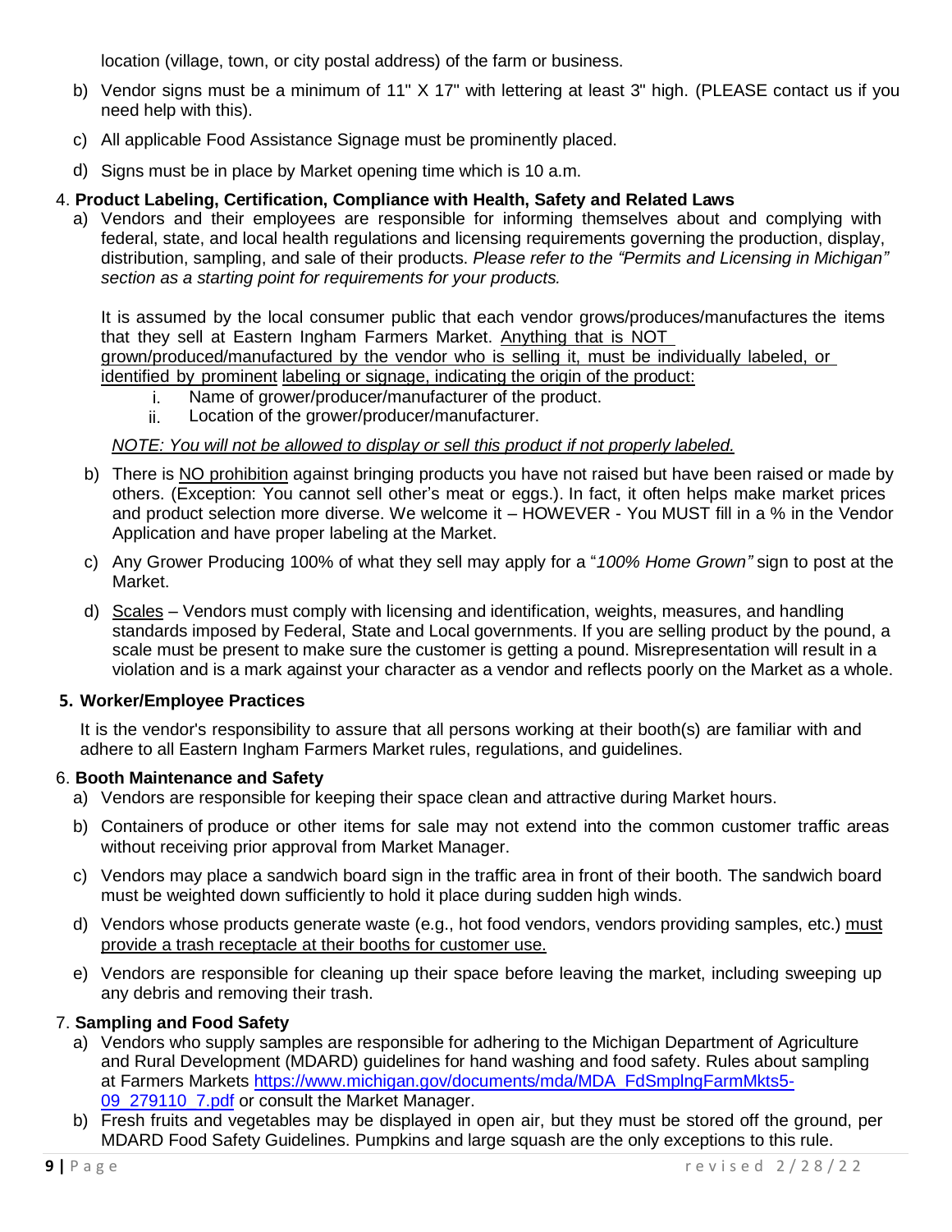location (village, town, or city postal address) of the farm or business.

b) Vendor signs must be a minimum of 11" X 17" with lettering at least 3" high. (PLEASE contact us if you need help with this).

c) All applicable Food Assistance Signage must be prominently placed.

d) Signs must be in place by Market opening time which is 10 a.m.

4. **Product Labeling, Certification, Compliance with Health, Safety and Related Laws**

a) Vendors and their employees are responsible for informing themselves about and complying with federal, state, and local health regulations and licensing requirements governing the production, display, distribution, sampling, and sale of their products. *Please refer to the "Permits and Licensing in Michigan" section as a starting point for requirements for your products.*

It is assumed by the local consumer public that each vendor grows/produces/manufactures the items that they sell at Eastern Ingham Farmers Market. <u>Anything that is NOT grown/produced/manufactured by the vendor who is selling it, must be individually labeled, or identified by prominent labeling or signage, indicating the origin of the product:</u>

i. Name of grower/producer/manufacturer of the product.
ii. Location of the grower/producer/manufacturer.

*<u>NOTE: You will not be allowed to display or sell this product if not properly labeled.</u>*

b) There is <u>NO prohibition</u> against bringing products you have not raised but have been raised or made by others. (Exception: You cannot sell other's meat or eggs.). In fact, it often helps make market prices and product selection more diverse. We welcome it – HOWEVER - You MUST fill in a % in the Vendor Application and have proper labeling at the Market.

c) Any Grower Producing 100% of what they sell may apply for a "*100% Home Grown"* sign to post at the Market.

d) <u>Scales</u> – Vendors must comply with licensing and identification, weights, measures, and handling standards imposed by Federal, State and Local governments. If you are selling product by the pound, a scale must be present to make sure the customer is getting a pound. Misrepresentation will result in a violation and is a mark against your character as a vendor and reflects poorly on the Market as a whole.

5. **Worker/Employee Practices**

It is the vendor's responsibility to assure that all persons working at their booth(s) are familiar with and adhere to all Eastern Ingham Farmers Market rules, regulations, and guidelines.

6. **Booth Maintenance and Safety**

a) Vendors are responsible for keeping their space clean and attractive during Market hours.

b) Containers of produce or other items for sale may not extend into the common customer traffic areas without receiving prior approval from Market Manager.

c) Vendors may place a sandwich board sign in the traffic area in front of their booth. The sandwich board must be weighted down sufficiently to hold it place during sudden high winds.

d) Vendors whose products generate waste (e.g., hot food vendors, vendors providing samples, etc.) <u>must provide a trash receptacle at their booths for customer use.</u>

e) Vendors are responsible for cleaning up their space before leaving the market, including sweeping up any debris and removing their trash.

7. **Sampling and Food Safety**

a) Vendors who supply samples are responsible for adhering to the Michigan Department of Agriculture and Rural Development (MDARD) guidelines for hand washing and food safety. Rules about sampling at Farmers Markets [https://www.michigan.gov/documents/mda/MDA_FdSmplngFarmMkts5-09_279110_7.pdf](https://www.michigan.gov/documents/mda/MDA_FdSmplngFarmMkts5-09_279110_7.pdf) or consult the Market Manager.

b) Fresh fruits and vegetables may be displayed in open air, but they must be stored off the ground, per MDARD Food Safety Guidelines. Pumpkins and large squash are the only exceptions to this rule.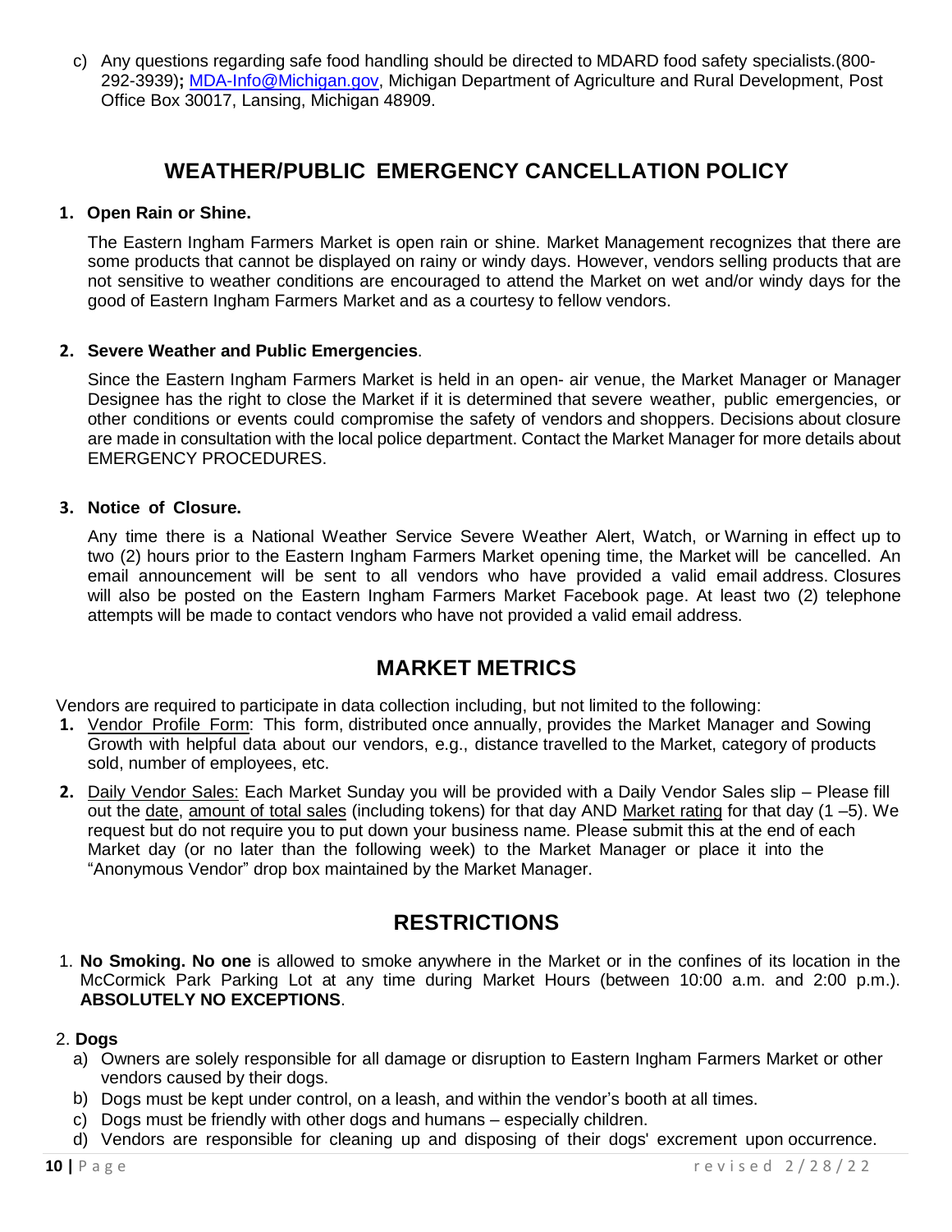c) Any questions regarding safe food handling should be directed to MDARD food safety specialists.(800-292-3939); MDA-Info@Michigan.gov, Michigan Department of Agriculture and Rural Development, Post Office Box 30017, Lansing, Michigan 48909.

## WEATHER/PUBLIC EMERGENCY CANCELLATION POLICY

**1. Open Rain or Shine.**

The Eastern Ingham Farmers Market is open rain or shine. Market Management recognizes that there are some products that cannot be displayed on rainy or windy days. However, vendors selling products that are not sensitive to weather conditions are encouraged to attend the Market on wet and/or windy days for the good of Eastern Ingham Farmers Market and as a courtesy to fellow vendors.

**2. Severe Weather and Public Emergencies**.

Since the Eastern Ingham Farmers Market is held in an open- air venue, the Market Manager or Manager Designee has the right to close the Market if it is determined that severe weather, public emergencies, or other conditions or events could compromise the safety of vendors and shoppers. Decisions about closure are made in consultation with the local police department. Contact the Market Manager for more details about EMERGENCY PROCEDURES.

**3. Notice of Closure.**

Any time there is a National Weather Service Severe Weather Alert, Watch, or Warning in effect up to two (2) hours prior to the Eastern Ingham Farmers Market opening time, the Market will be cancelled. An email announcement will be sent to all vendors who have provided a valid email address. Closures will also be posted on the Eastern Ingham Farmers Market Facebook page. At least two (2) telephone attempts will be made to contact vendors who have not provided a valid email address.

## MARKET METRICS

Vendors are required to participate in data collection including, but not limited to the following:

1. Vendor Profile Form: This form, distributed once annually, provides the Market Manager and Sowing Growth with helpful data about our vendors, e.g., distance travelled to the Market, category of products sold, number of employees, etc.
2. Daily Vendor Sales: Each Market Sunday you will be provided with a Daily Vendor Sales slip – Please fill out the date, amount of total sales (including tokens) for that day AND Market rating for that day (1 –5). We request but do not require you to put down your business name. Please submit this at the end of each Market day (or no later than the following week) to the Market Manager or place it into the "Anonymous Vendor" drop box maintained by the Market Manager.

## RESTRICTIONS

1. **No Smoking. No one** is allowed to smoke anywhere in the Market or in the confines of its location in the McCormick Park Parking Lot at any time during Market Hours (between 10:00 a.m. and 2:00 p.m.). **ABSOLUTELY NO EXCEPTIONS**.

2. **Dogs**
   a) Owners are solely responsible for all damage or disruption to Eastern Ingham Farmers Market or other vendors caused by their dogs.
   b) Dogs must be kept under control, on a leash, and within the vendor's booth at all times.
   c) Dogs must be friendly with other dogs and humans – especially children.
   d) Vendors are responsible for cleaning up and disposing of their dogs' excrement upon occurrence.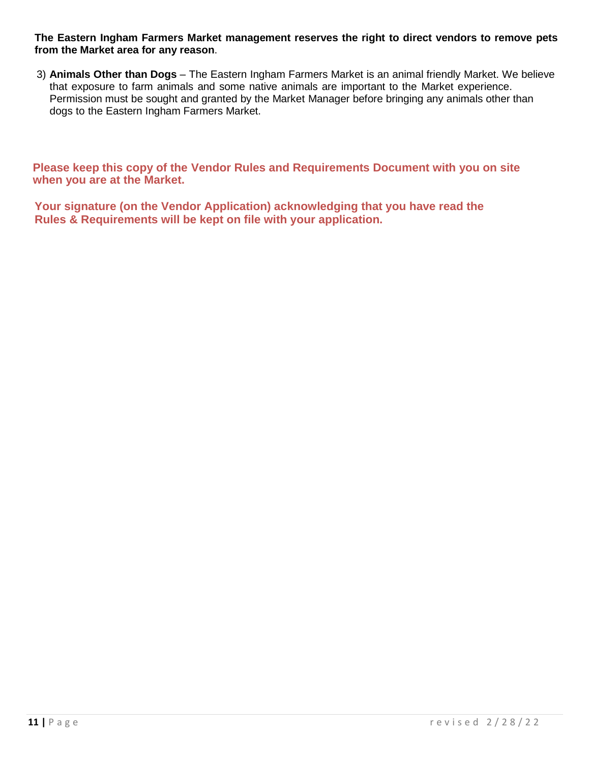**The Eastern Ingham Farmers Market management reserves the right to direct vendors to remove pets from the Market area for any reason**.

3) **Animals Other than Dogs** – The Eastern Ingham Farmers Market is an animal friendly Market. We believe that exposure to farm animals and some native animals are important to the Market experience. Permission must be sought and granted by the Market Manager before bringing any animals other than dogs to the Eastern Ingham Farmers Market.

**Please keep this copy of the Vendor Rules and Requirements Document with you on site when you are at the Market.**

**Your signature (on the Vendor Application) acknowledging that you have read the Rules & Requirements will be kept on file with your application.**